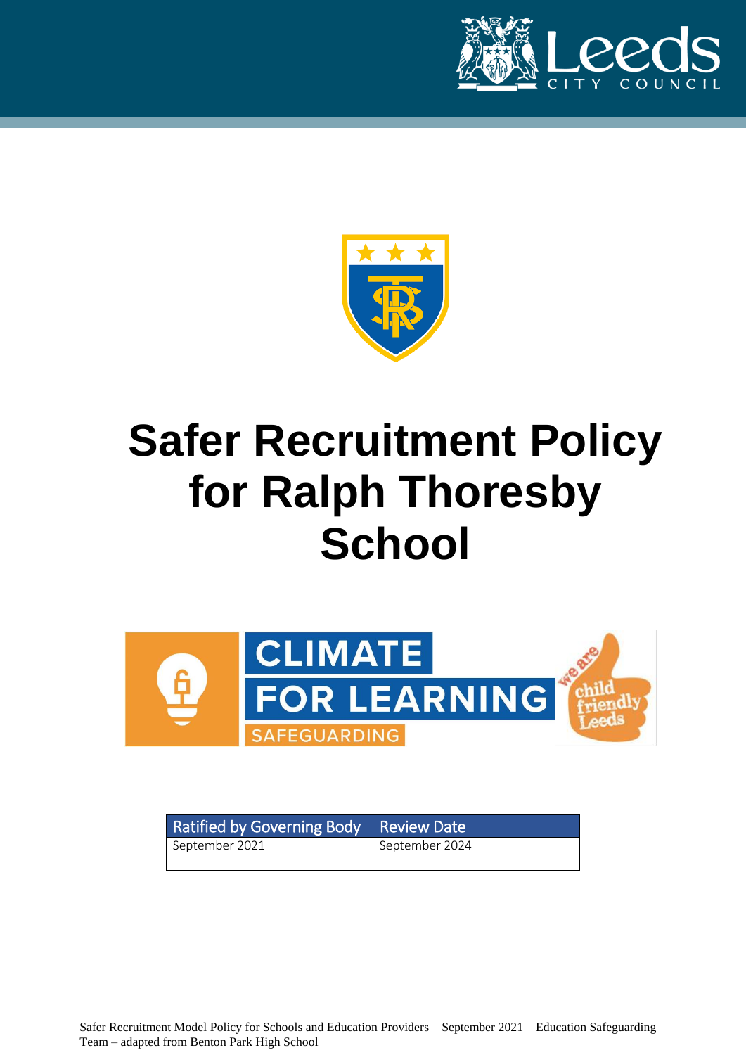# Safer Recruitment Policy for Ralph Thoresby School

| Ratified by Governing Body | Review Date |
|---|---|
| September 2021 | September 2024 |

Safer Recruitment Model Policy for Schools and Education Providers September 2021 Education Safeguarding Team – adapted from Benton Park High School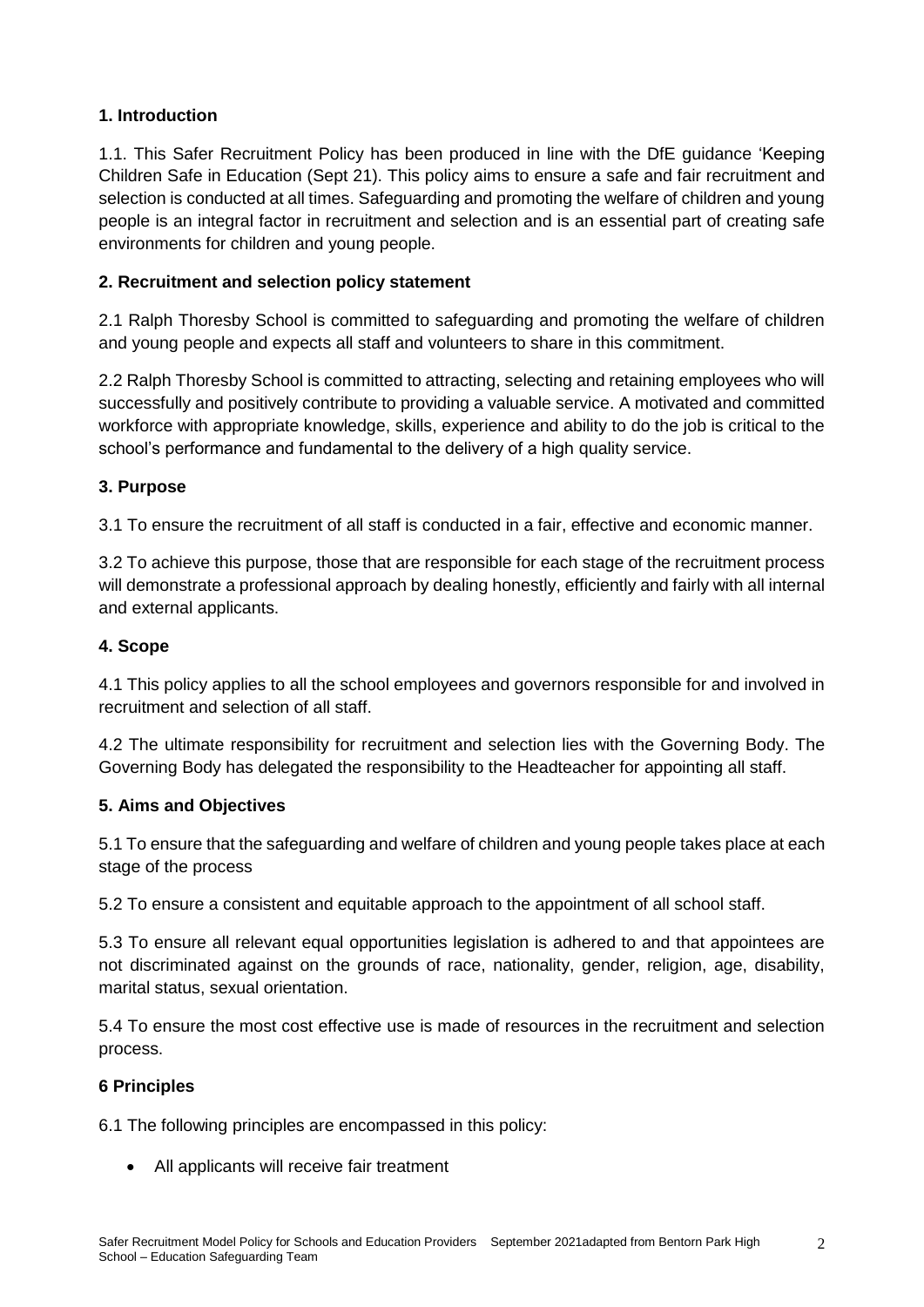### 1. Introduction

1.1. This Safer Recruitment Policy has been produced in line with the DfE guidance 'Keeping Children Safe in Education (Sept 21). This policy aims to ensure a safe and fair recruitment and selection is conducted at all times. Safeguarding and promoting the welfare of children and young people is an integral factor in recruitment and selection and is an essential part of creating safe environments for children and young people.

### 2. Recruitment and selection policy statement

2.1 Ralph Thoresby School is committed to safeguarding and promoting the welfare of children and young people and expects all staff and volunteers to share in this commitment.

2.2 Ralph Thoresby School is committed to attracting, selecting and retaining employees who will successfully and positively contribute to providing a valuable service. A motivated and committed workforce with appropriate knowledge, skills, experience and ability to do the job is critical to the school's performance and fundamental to the delivery of a high quality service.

### 3. Purpose

3.1 To ensure the recruitment of all staff is conducted in a fair, effective and economic manner.

3.2 To achieve this purpose, those that are responsible for each stage of the recruitment process will demonstrate a professional approach by dealing honestly, efficiently and fairly with all internal and external applicants.

### 4. Scope

4.1 This policy applies to all the school employees and governors responsible for and involved in recruitment and selection of all staff.

4.2 The ultimate responsibility for recruitment and selection lies with the Governing Body. The Governing Body has delegated the responsibility to the Headteacher for appointing all staff.

### 5. Aims and Objectives

5.1 To ensure that the safeguarding and welfare of children and young people takes place at each stage of the process

5.2 To ensure a consistent and equitable approach to the appointment of all school staff.

5.3 To ensure all relevant equal opportunities legislation is adhered to and that appointees are not discriminated against on the grounds of race, nationality, gender, religion, age, disability, marital status, sexual orientation.

5.4 To ensure the most cost effective use is made of resources in the recruitment and selection process.

### 6 Principles

6.1 The following principles are encompassed in this policy:

- All applicants will receive fair treatment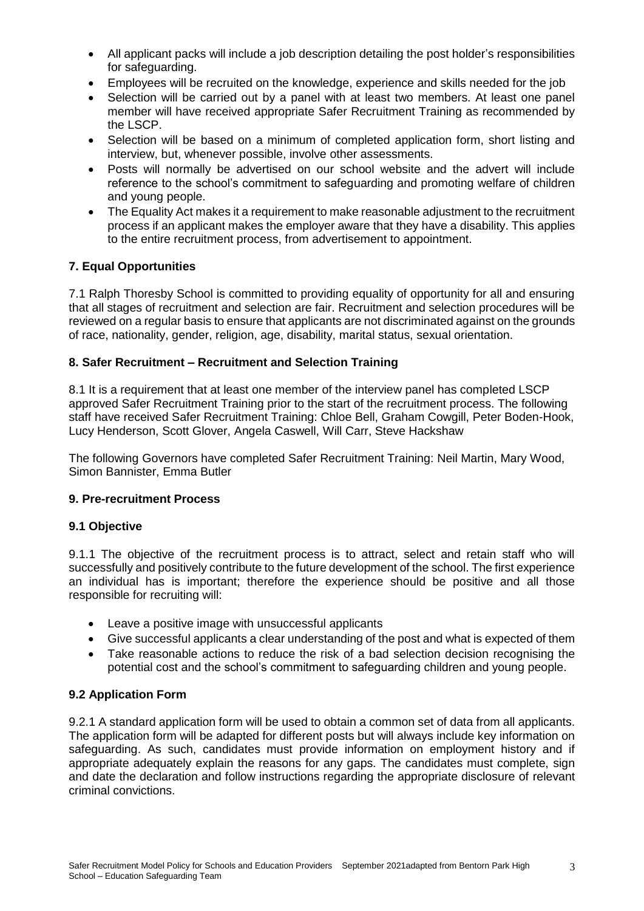- All applicant packs will include a job description detailing the post holder's responsibilities for safeguarding.
- Employees will be recruited on the knowledge, experience and skills needed for the job
- Selection will be carried out by a panel with at least two members. At least one panel member will have received appropriate Safer Recruitment Training as recommended by the LSCP.
- Selection will be based on a minimum of completed application form, short listing and interview, but, whenever possible, involve other assessments.
- Posts will normally be advertised on our school website and the advert will include reference to the school's commitment to safeguarding and promoting welfare of children and young people.
- The Equality Act makes it a requirement to make reasonable adjustment to the recruitment process if an applicant makes the employer aware that they have a disability. This applies to the entire recruitment process, from advertisement to appointment.

### 7. Equal Opportunities

7.1 Ralph Thoresby School is committed to providing equality of opportunity for all and ensuring that all stages of recruitment and selection are fair. Recruitment and selection procedures will be reviewed on a regular basis to ensure that applicants are not discriminated against on the grounds of race, nationality, gender, religion, age, disability, marital status, sexual orientation.

### 8. Safer Recruitment – Recruitment and Selection Training

8.1 It is a requirement that at least one member of the interview panel has completed LSCP approved Safer Recruitment Training prior to the start of the recruitment process. The following staff have received Safer Recruitment Training: Chloe Bell, Graham Cowgill, Peter Boden-Hook, Lucy Henderson, Scott Glover, Angela Caswell, Will Carr, Steve Hackshaw

The following Governors have completed Safer Recruitment Training: Neil Martin, Mary Wood, Simon Bannister, Emma Butler

### 9. Pre-recruitment Process

#### 9.1 Objective

9.1.1 The objective of the recruitment process is to attract, select and retain staff who will successfully and positively contribute to the future development of the school. The first experience an individual has is important; therefore the experience should be positive and all those responsible for recruiting will:

- Leave a positive image with unsuccessful applicants
- Give successful applicants a clear understanding of the post and what is expected of them
- Take reasonable actions to reduce the risk of a bad selection decision recognising the potential cost and the school's commitment to safeguarding children and young people.

#### 9.2 Application Form

9.2.1 A standard application form will be used to obtain a common set of data from all applicants. The application form will be adapted for different posts but will always include key information on safeguarding. As such, candidates must provide information on employment history and if appropriate adequately explain the reasons for any gaps. The candidates must complete, sign and date the declaration and follow instructions regarding the appropriate disclosure of relevant criminal convictions.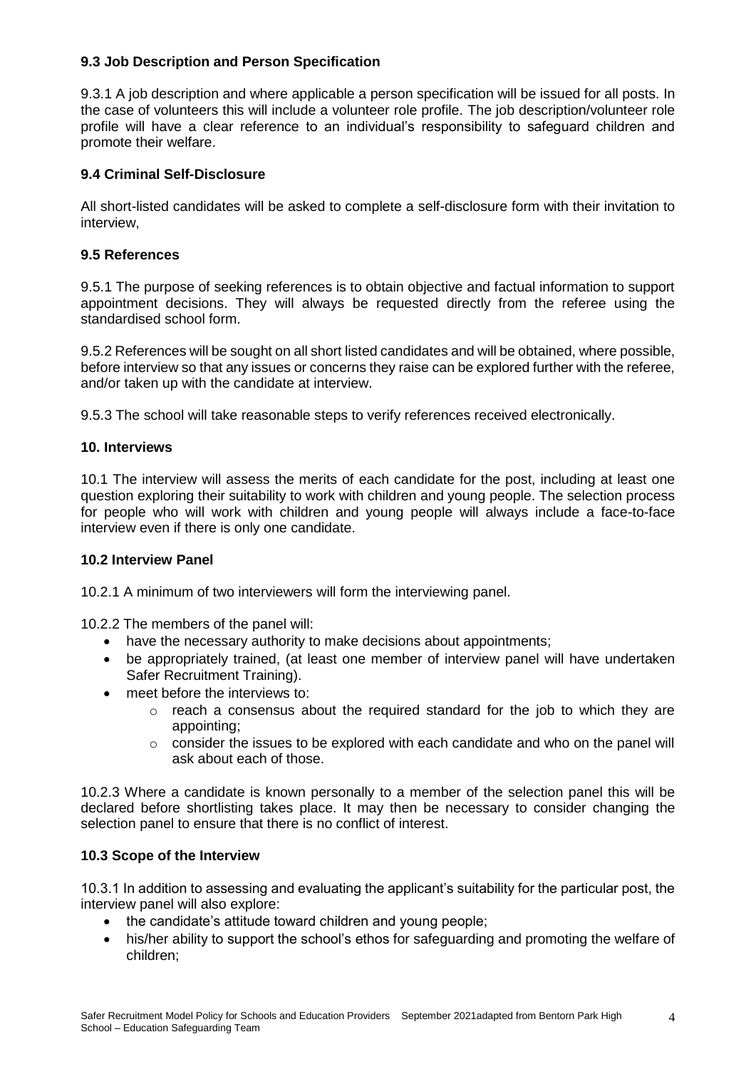### 9.3 Job Description and Person Specification

9.3.1 A job description and where applicable a person specification will be issued for all posts. In the case of volunteers this will include a volunteer role profile. The job description/volunteer role profile will have a clear reference to an individual's responsibility to safeguard children and promote their welfare.

### 9.4 Criminal Self-Disclosure

All short-listed candidates will be asked to complete a self-disclosure form with their invitation to interview,

### 9.5 References

9.5.1 The purpose of seeking references is to obtain objective and factual information to support appointment decisions. They will always be requested directly from the referee using the standardised school form.

9.5.2 References will be sought on all short listed candidates and will be obtained, where possible, before interview so that any issues or concerns they raise can be explored further with the referee, and/or taken up with the candidate at interview.

9.5.3 The school will take reasonable steps to verify references received electronically.

## 10. Interviews

10.1 The interview will assess the merits of each candidate for the post, including at least one question exploring their suitability to work with children and young people. The selection process for people who will work with children and young people will always include a face-to-face interview even if there is only one candidate.

### 10.2 Interview Panel

10.2.1 A minimum of two interviewers will form the interviewing panel.

10.2.2 The members of the panel will:

- have the necessary authority to make decisions about appointments;
- be appropriately trained, (at least one member of interview panel will have undertaken Safer Recruitment Training).
- meet before the interviews to:
  - reach a consensus about the required standard for the job to which they are appointing;
  - consider the issues to be explored with each candidate and who on the panel will ask about each of those.

10.2.3 Where a candidate is known personally to a member of the selection panel this will be declared before shortlisting takes place. It may then be necessary to consider changing the selection panel to ensure that there is no conflict of interest.

### 10.3 Scope of the Interview

10.3.1 In addition to assessing and evaluating the applicant's suitability for the particular post, the interview panel will also explore:

- the candidate's attitude toward children and young people;
- his/her ability to support the school's ethos for safeguarding and promoting the welfare of children;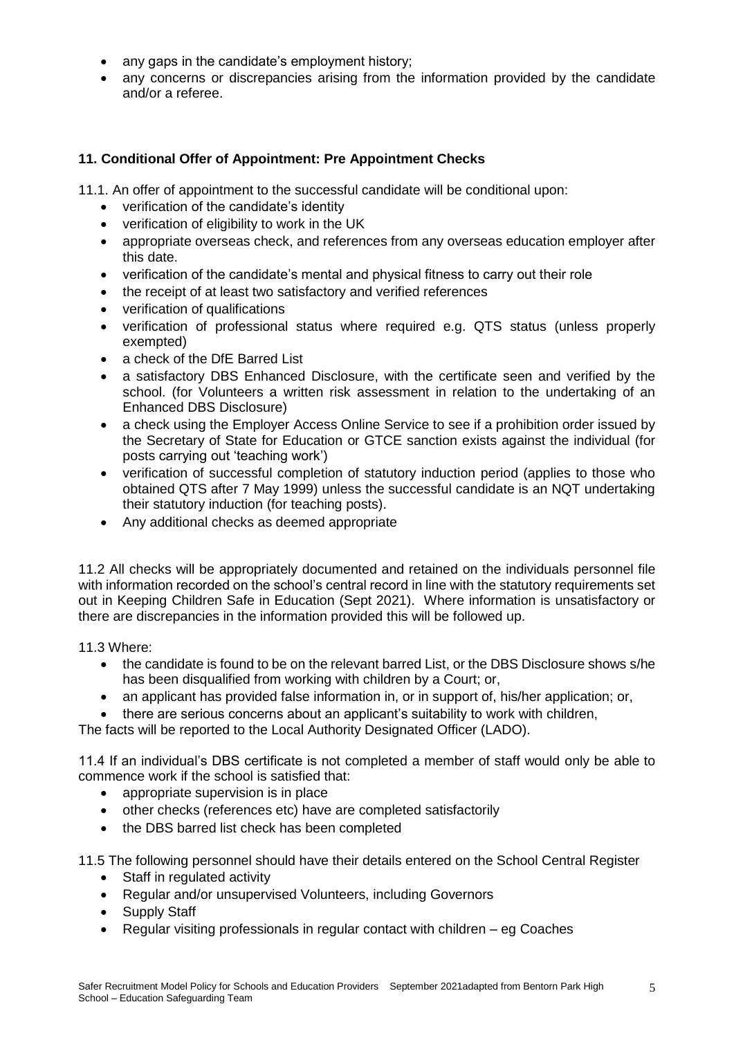- any gaps in the candidate's employment history;
- any concerns or discrepancies arising from the information provided by the candidate and/or a referee.

### 11. Conditional Offer of Appointment: Pre Appointment Checks

11.1. An offer of appointment to the successful candidate will be conditional upon:

- verification of the candidate's identity
- verification of eligibility to work in the UK
- appropriate overseas check, and references from any overseas education employer after this date.
- verification of the candidate's mental and physical fitness to carry out their role
- the receipt of at least two satisfactory and verified references
- verification of qualifications
- verification of professional status where required e.g. QTS status (unless properly exempted)
- a check of the DfE Barred List
- a satisfactory DBS Enhanced Disclosure, with the certificate seen and verified by the school. (for Volunteers a written risk assessment in relation to the undertaking of an Enhanced DBS Disclosure)
- a check using the Employer Access Online Service to see if a prohibition order issued by the Secretary of State for Education or GTCE sanction exists against the individual (for posts carrying out 'teaching work')
- verification of successful completion of statutory induction period (applies to those who obtained QTS after 7 May 1999) unless the successful candidate is an NQT undertaking their statutory induction (for teaching posts).
- Any additional checks as deemed appropriate

11.2 All checks will be appropriately documented and retained on the individuals personnel file with information recorded on the school's central record in line with the statutory requirements set out in Keeping Children Safe in Education (Sept 2021). Where information is unsatisfactory or there are discrepancies in the information provided this will be followed up.

11.3 Where:

- the candidate is found to be on the relevant barred List, or the DBS Disclosure shows s/he has been disqualified from working with children by a Court; or,
- an applicant has provided false information in, or in support of, his/her application; or,
- there are serious concerns about an applicant's suitability to work with children,

The facts will be reported to the Local Authority Designated Officer (LADO).

11.4 If an individual's DBS certificate is not completed a member of staff would only be able to commence work if the school is satisfied that:

- appropriate supervision is in place
- other checks (references etc) have are completed satisfactorily
- the DBS barred list check has been completed

11.5 The following personnel should have their details entered on the School Central Register

- Staff in regulated activity
- Regular and/or unsupervised Volunteers, including Governors
- Supply Staff
- Regular visiting professionals in regular contact with children – eg Coaches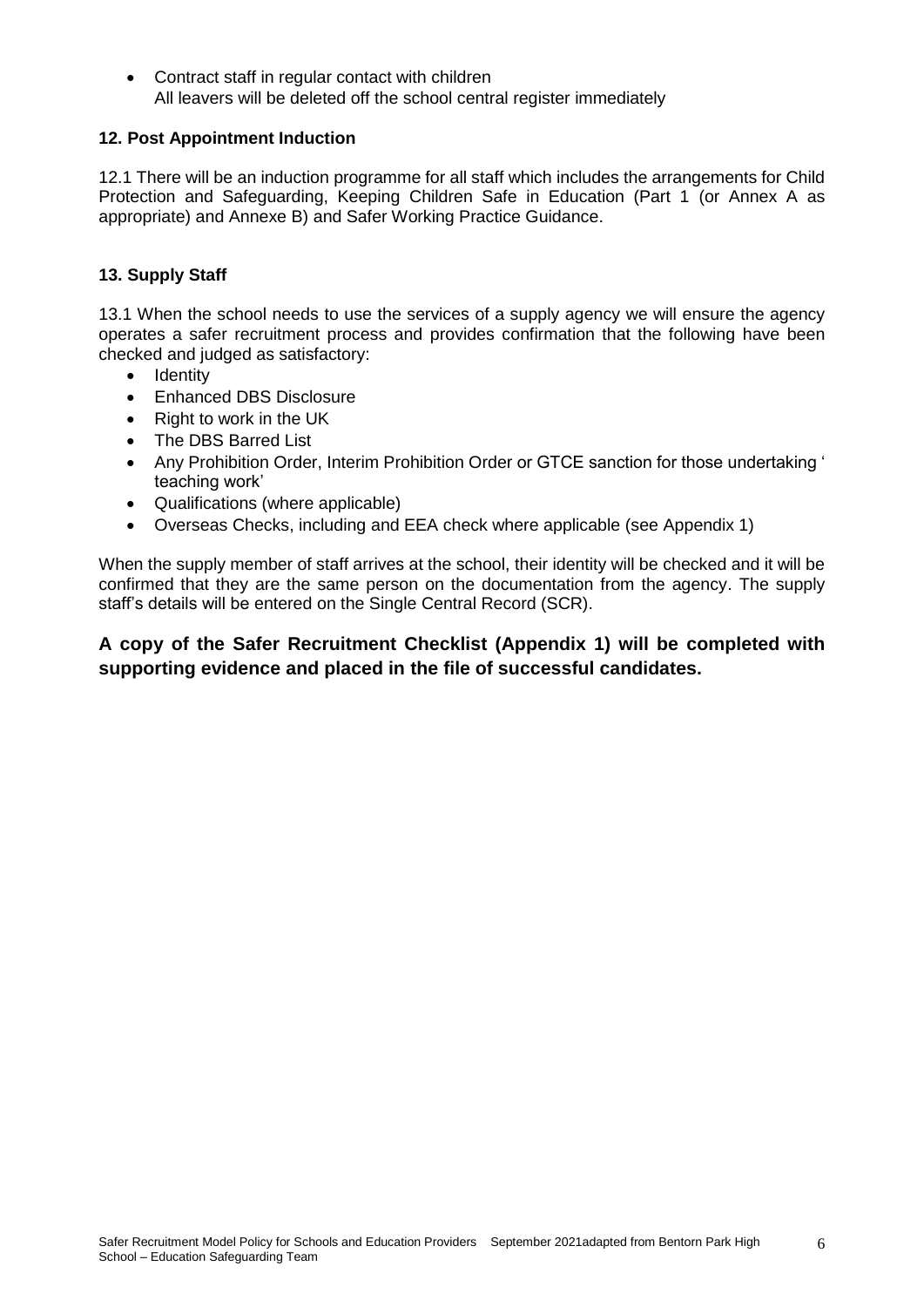- Contract staff in regular contact with children
  All leavers will be deleted off the school central register immediately

**12. Post Appointment Induction**

12.1 There will be an induction programme for all staff which includes the arrangements for Child Protection and Safeguarding, Keeping Children Safe in Education (Part 1 (or Annex A as appropriate) and Annexe B) and Safer Working Practice Guidance.

**13. Supply Staff**

13.1 When the school needs to use the services of a supply agency we will ensure the agency operates a safer recruitment process and provides confirmation that the following have been checked and judged as satisfactory:

- Identity
- Enhanced DBS Disclosure
- Right to work in the UK
- The DBS Barred List
- Any Prohibition Order, Interim Prohibition Order or GTCE sanction for those undertaking ' teaching work'
- Qualifications (where applicable)
- Overseas Checks, including and EEA check where applicable (see Appendix 1)

When the supply member of staff arrives at the school, their identity will be checked and it will be confirmed that they are the same person on the documentation from the agency. The supply staff's details will be entered on the Single Central Record (SCR).

**A copy of the Safer Recruitment Checklist (Appendix 1) will be completed with supporting evidence and placed in the file of successful candidates.**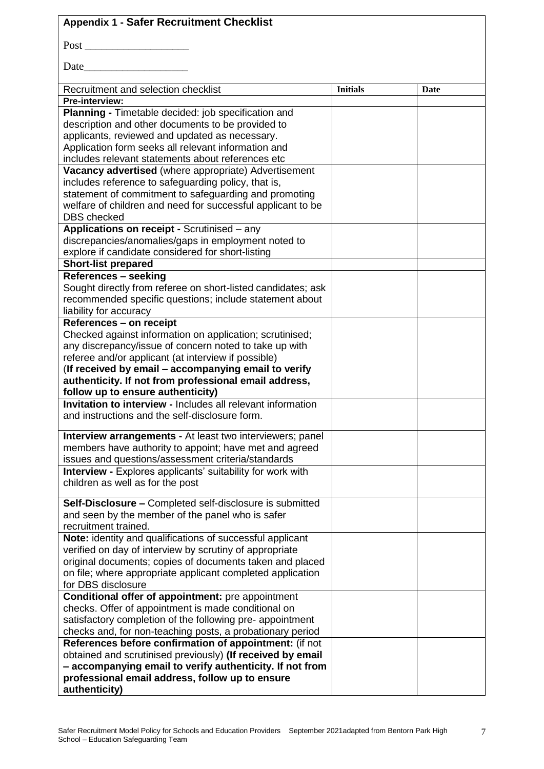## Appendix 1 - Safer Recruitment Checklist

Post ___________________

Date___________________

| Recruitment and selection checklist | Initials | Date |
|---|---|---|
| **Pre-interview:** | | |
| **Planning -** Timetable decided: job specification and description and other documents to be provided to applicants, reviewed and updated as necessary. Application form seeks all relevant information and includes relevant statements about references etc | | |
| **Vacancy advertised** (where appropriate) Advertisement includes reference to safeguarding policy, that is, statement of commitment to safeguarding and promoting welfare of children and need for successful applicant to be DBS checked | | |
| **Applications on receipt -** Scrutinised – any discrepancies/anomalies/gaps in employment noted to explore if candidate considered for short-listing | | |
| **Short-list prepared** | | |
| **References – seeking** Sought directly from referee on short-listed candidates; ask recommended specific questions; include statement about liability for accuracy | | |
| **References – on receipt** Checked against information on application; scrutinised; any discrepancy/issue of concern noted to take up with referee and/or applicant (at interview if possible) **(If received by email – accompanying email to verify authenticity. If not from professional email address, follow up to ensure authenticity)** | | |
| **Invitation to interview -** Includes all relevant information and instructions and the self-disclosure form. | | |
| **Interview arrangements -** At least two interviewers; panel members have authority to appoint; have met and agreed issues and questions/assessment criteria/standards | | |
| **Interview -** Explores applicants' suitability for work with children as well as for the post | | |
| **Self-Disclosure –** Completed self-disclosure is submitted and seen by the member of the panel who is safer recruitment trained. | | |
| **Note:** identity and qualifications of successful applicant verified on day of interview by scrutiny of appropriate original documents; copies of documents taken and placed on file; where appropriate applicant completed application for DBS disclosure | | |
| **Conditional offer of appointment:** pre appointment checks. Offer of appointment is made conditional on satisfactory completion of the following pre- appointment checks and, for non-teaching posts, a probationary period | | |
| **References before confirmation of appointment:** (if not obtained and scrutinised previously) **(If received by email – accompanying email to verify authenticity. If not from professional email address, follow up to ensure authenticity)** | | |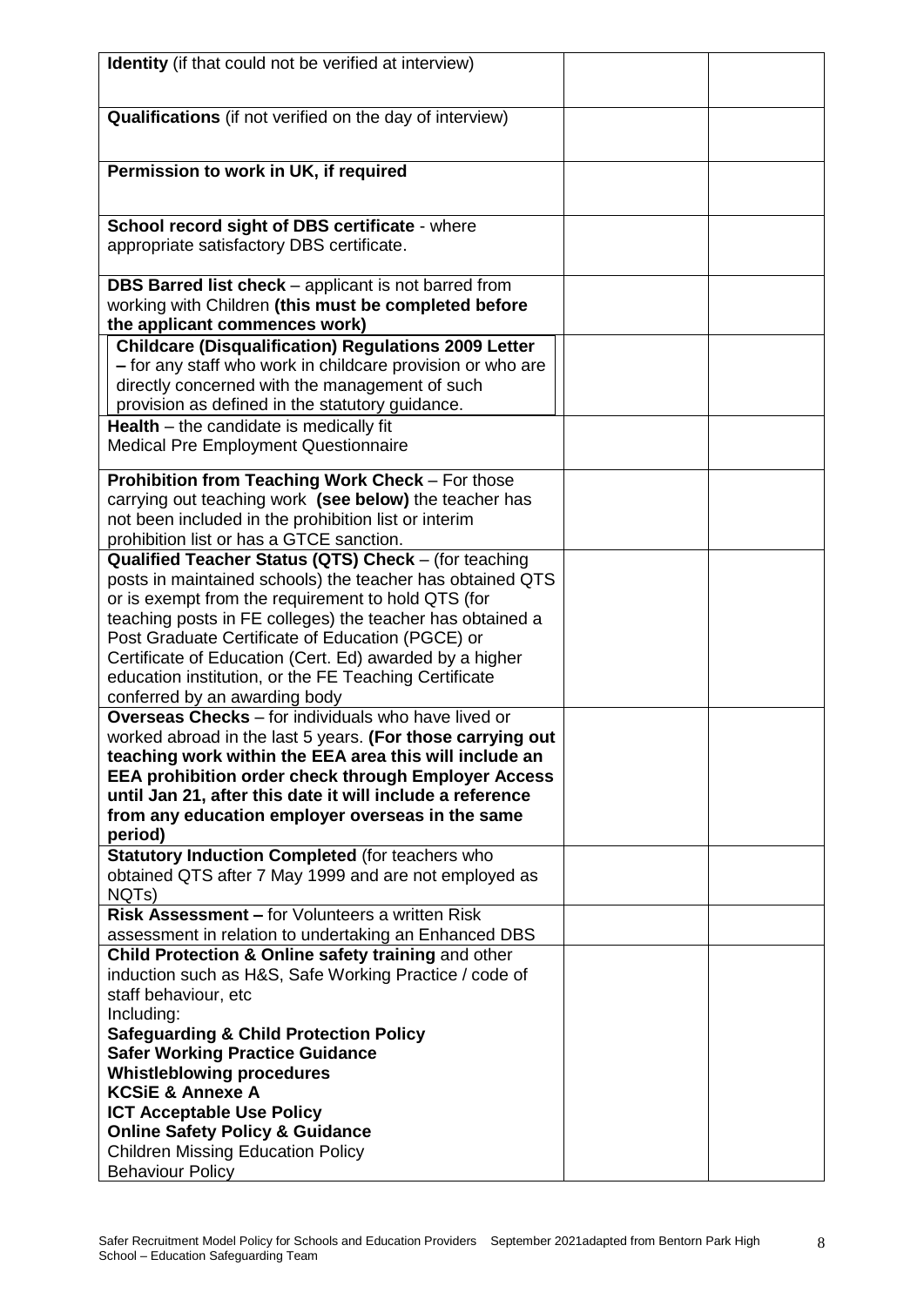| | | |
|---|---|---|
| **Identity** (if that could not be verified at interview) | | |
| **Qualifications** (if not verified on the day of interview) | | |
| **Permission to work in UK, if required** | | |
| **School record sight of DBS certificate** - where appropriate satisfactory DBS certificate. | | |
| **DBS Barred list check** – applicant is not barred from working with Children **(this must be completed before the applicant commences work)** | | |
| **Childcare (Disqualification) Regulations 2009 Letter –** for any staff who work in childcare provision or who are directly concerned with the management of such provision as defined in the statutory guidance. | | |
| **Health** – the candidate is medically fit<br>Medical Pre Employment Questionnaire | | |
| **Prohibition from Teaching Work Check** – For those carrying out teaching work **(see below)** the teacher has not been included in the prohibition list or interim prohibition list or has a GTCE sanction. | | |
| **Qualified Teacher Status (QTS) Check** – (for teaching posts in maintained schools) the teacher has obtained QTS or is exempt from the requirement to hold QTS (for teaching posts in FE colleges) the teacher has obtained a Post Graduate Certificate of Education (PGCE) or Certificate of Education (Cert. Ed) awarded by a higher education institution, or the FE Teaching Certificate conferred by an awarding body | | |
| **Overseas Checks** – for individuals who have lived or worked abroad in the last 5 years. **(For those carrying out teaching work within the EEA area this will include an EEA prohibition order check through Employer Access until Jan 21, after this date it will include a reference from any education employer overseas in the same period)** | | |
| **Statutory Induction Completed** (for teachers who obtained QTS after 7 May 1999 and are not employed as NQTs) | | |
| **Risk Assessment –** for Volunteers a written Risk assessment in relation to undertaking an Enhanced DBS | | |
| **Child Protection & Online safety training** and other induction such as H&S, Safe Working Practice / code of staff behaviour, etc<br>Including:<br>**Safeguarding & Child Protection Policy**<br>**Safer Working Practice Guidance**<br>**Whistleblowing procedures**<br>**KCSiE & Annexe A**<br>**ICT Acceptable Use Policy**<br>**Online Safety Policy & Guidance**<br>Children Missing Education Policy<br>Behaviour Policy | | |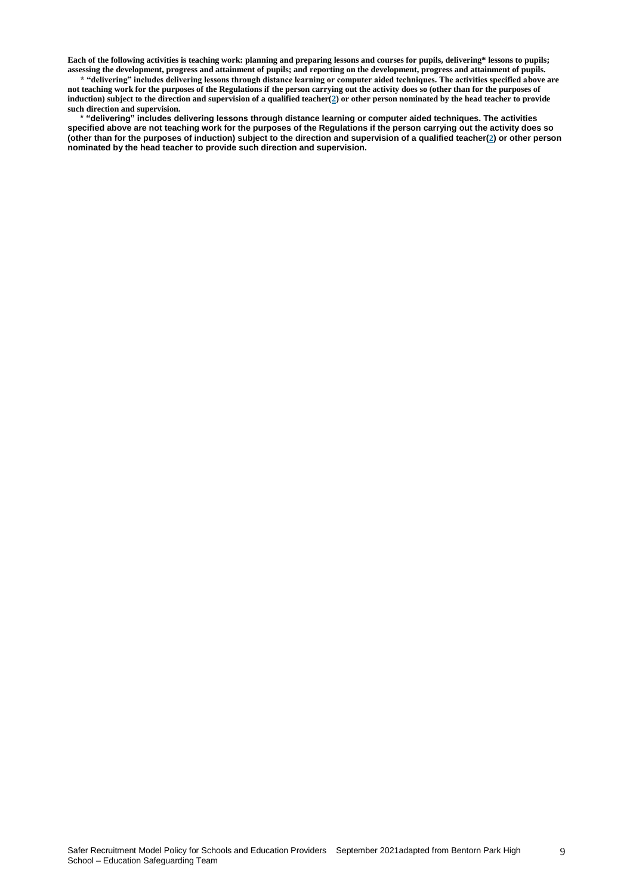**Each of the following activities is teaching work: planning and preparing lessons and courses for pupils, delivering* lessons to pupils; assessing the development, progress and attainment of pupils; and reporting on the development, progress and attainment of pupils.**

*** "delivering" includes delivering lessons through distance learning or computer aided techniques. The activities specified above are not teaching work for the purposes of the Regulations if the person carrying out the activity does so (other than for the purposes of induction) subject to the direction and supervision of a qualified teacher(2) or other person nominated by the head teacher to provide such direction and supervision.**

*** "delivering" includes delivering lessons through distance learning or computer aided techniques. The activities specified above are not teaching work for the purposes of the Regulations if the person carrying out the activity does so (other than for the purposes of induction) subject to the direction and supervision of a qualified teacher(2) or other person nominated by the head teacher to provide such direction and supervision.**